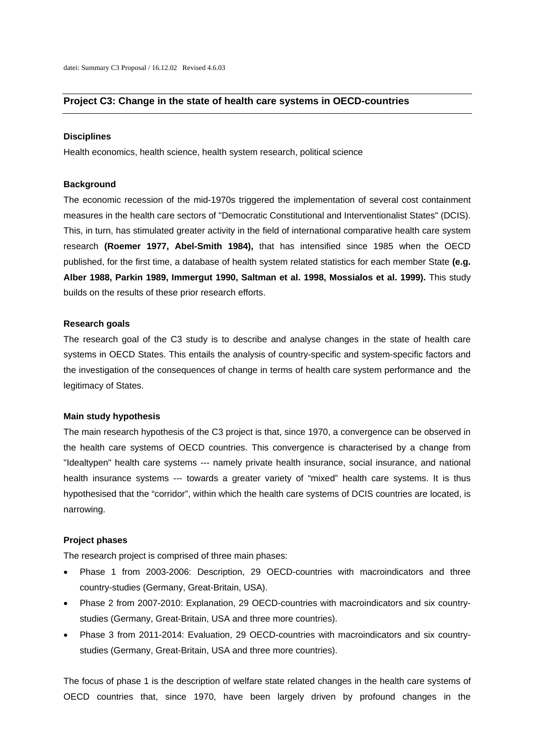datei: Summary C3 Proposal / 16.12.02 Revised 4.6.03

## Project C3: Change in the state of health care systems in OECD-countries

### Disciplines

Health economics, health science, health system research, political science

### Background

The economic recession of the mid-1970s triggered the implementation of several cost containment measures in the health care sectors of "Democratic Constitutional and Interventionalist States" (DCIS). This, in turn, has stimulated greater activity in the field of international comparative health care system research **(Roemer 1977, Abel-Smith 1984),** that has intensified since 1985 when the OECD published, for the first time, a database of health system related statistics for each member State **(e.g. Alber 1988, Parkin 1989, Immergut 1990, Saltman et al. 1998, Mossialos et al. 1999).** This study builds on the results of these prior research efforts.

### Research goals

The research goal of the C3 study is to describe and analyse changes in the state of health care systems in OECD States. This entails the analysis of country-specific and system-specific factors and the investigation of the consequences of change in terms of health care system performance and the legitimacy of States.

### Main study hypothesis

The main research hypothesis of the C3 project is that, since 1970, a convergence can be observed in the health care systems of OECD countries. This convergence is characterised by a change from "Idealtypen" health care systems --- namely private health insurance, social insurance, and national health insurance systems --- towards a greater variety of "mixed" health care systems. It is thus hypothesised that the "corridor", within which the health care systems of DCIS countries are located, is narrowing.

### Project phases

The research project is comprised of three main phases:

- Phase 1 from 2003-2006: Description, 29 OECD-countries with macroindicators and three country-studies (Germany, Great-Britain, USA).
- Phase 2 from 2007-2010: Explanation, 29 OECD-countries with macroindicators and six country-studies (Germany, Great-Britain, USA and three more countries).
- Phase 3 from 2011-2014: Evaluation, 29 OECD-countries with macroindicators and six country-studies (Germany, Great-Britain, USA and three more countries).

The focus of phase 1 is the description of welfare state related changes in the health care systems of OECD countries that, since 1970, have been largely driven by profound changes in the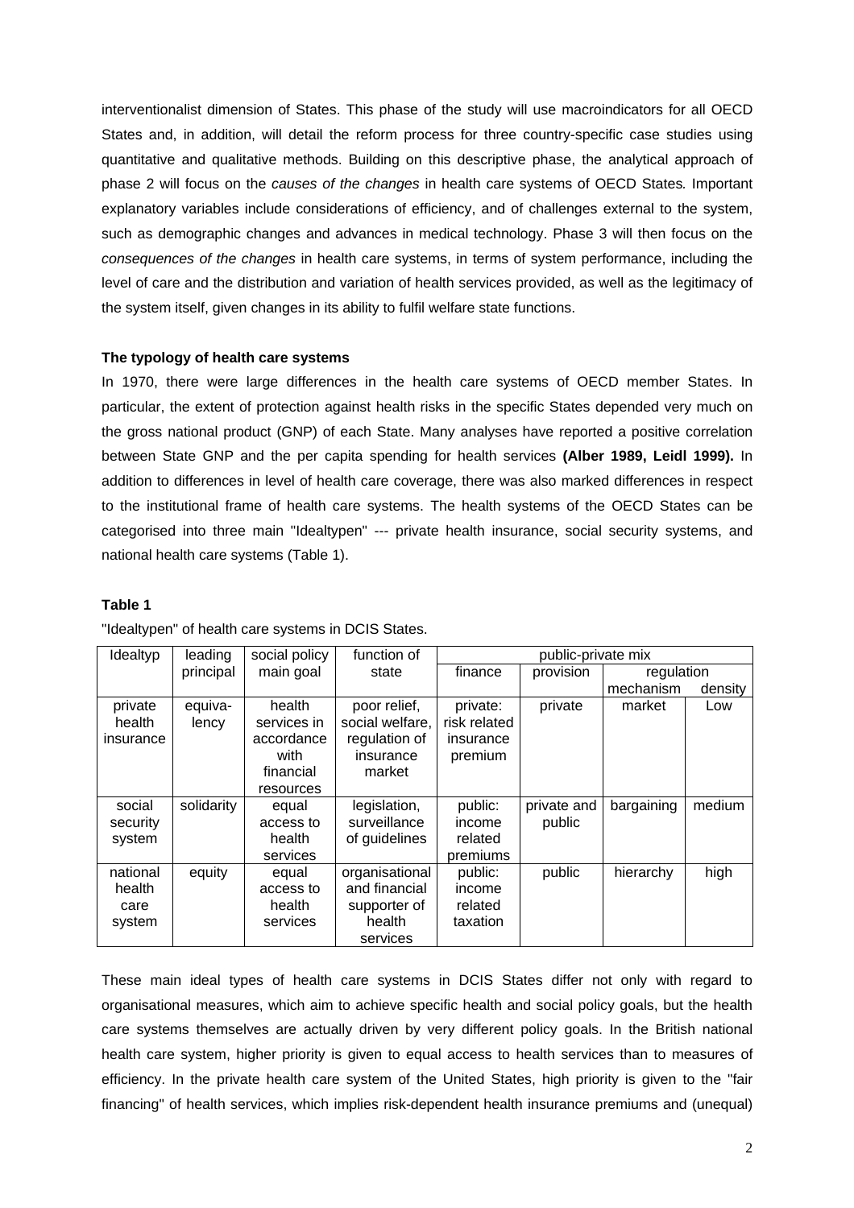interventionalist dimension of States. This phase of the study will use macroindicators for all OECD States and, in addition, will detail the reform process for three country-specific case studies using quantitative and qualitative methods. Building on this descriptive phase, the analytical approach of phase 2 will focus on the *causes of the changes* in health care systems of OECD States. Important explanatory variables include considerations of efficiency, and of challenges external to the system, such as demographic changes and advances in medical technology. Phase 3 will then focus on the *consequences of the changes* in health care systems, in terms of system performance, including the level of care and the distribution and variation of health services provided, as well as the legitimacy of the system itself, given changes in its ability to fulfil welfare state functions.

**The typology of health care systems**

In 1970, there were large differences in the health care systems of OECD member States. In particular, the extent of protection against health risks in the specific States depended very much on the gross national product (GNP) of each State. Many analyses have reported a positive correlation between State GNP and the per capita spending for health services **(Alber 1989, Leidl 1999).** In addition to differences in level of health care coverage, there was also marked differences in respect to the institutional frame of health care systems. The health systems of the OECD States can be categorised into three main "Idealtypen" --- private health insurance, social security systems, and national health care systems (Table 1).

**Table 1**

"Idealtypen" of health care systems in DCIS States.

| Idealtyp | leading principal | social policy main goal | function of state | public-private mix | | | |
|---|---|---|---|---|---|---|---|
| | | | | finance | provision | regulation | |
| | | | | | | mechanism | density |
| private health insurance | equiva-lency | health services in accordance with financial resources | poor relief, social welfare, regulation of insurance market | private: risk related insurance premium | private | market | Low |
| social security system | solidarity | equal access to health services | legislation, surveillance of guidelines | public: income related premiums | private and public | bargaining | medium |
| national health care system | equity | equal access to health services | organisational and financial supporter of health services | public: income related taxation | public | hierarchy | high |

These main ideal types of health care systems in DCIS States differ not only with regard to organisational measures, which aim to achieve specific health and social policy goals, but the health care systems themselves are actually driven by very different policy goals. In the British national health care system, higher priority is given to equal access to health services than to measures of efficiency. In the private health care system of the United States, high priority is given to the "fair financing" of health services, which implies risk-dependent health insurance premiums and (unequal)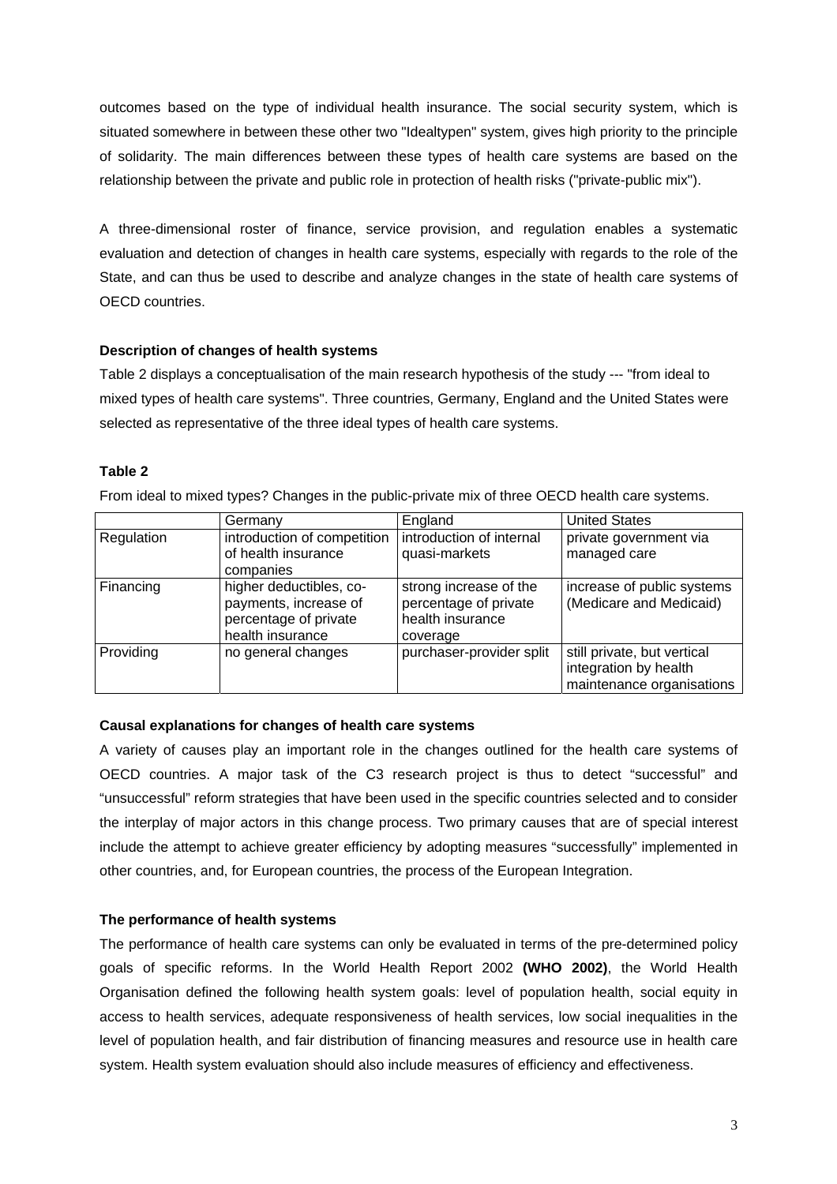outcomes based on the type of individual health insurance. The social security system, which is situated somewhere in between these other two "Idealtypen" system, gives high priority to the principle of solidarity. The main differences between these types of health care systems are based on the relationship between the private and public role in protection of health risks ("private-public mix").

A three-dimensional roster of finance, service provision, and regulation enables a systematic evaluation and detection of changes in health care systems, especially with regards to the role of the State, and can thus be used to describe and analyze changes in the state of health care systems of OECD countries.

**Description of changes of health systems**

Table 2 displays a conceptualisation of the main research hypothesis of the study --- "from ideal to mixed types of health care systems". Three countries, Germany, England and the United States were selected as representative of the three ideal types of health care systems.

**Table 2**

From ideal to mixed types? Changes in the public-private mix of three OECD health care systems.

| | Germany | England | United States |
|---|---|---|---|
| Regulation | introduction of competition of health insurance companies | introduction of internal quasi-markets | private government via managed care |
| Financing | higher deductibles, co-payments, increase of percentage of private health insurance | strong increase of the percentage of private health insurance coverage | increase of public systems (Medicare and Medicaid) |
| Providing | no general changes | purchaser-provider split | still private, but vertical integration by health maintenance organisations |

**Causal explanations for changes of health care systems**

A variety of causes play an important role in the changes outlined for the health care systems of OECD countries. A major task of the C3 research project is thus to detect "successful" and "unsuccessful" reform strategies that have been used in the specific countries selected and to consider the interplay of major actors in this change process. Two primary causes that are of special interest include the attempt to achieve greater efficiency by adopting measures "successfully" implemented in other countries, and, for European countries, the process of the European Integration.

**The performance of health systems**

The performance of health care systems can only be evaluated in terms of the pre-determined policy goals of specific reforms. In the World Health Report 2002 **(WHO 2002)**, the World Health Organisation defined the following health system goals: level of population health, social equity in access to health services, adequate responsiveness of health services, low social inequalities in the level of population health, and fair distribution of financing measures and resource use in health care system. Health system evaluation should also include measures of efficiency and effectiveness.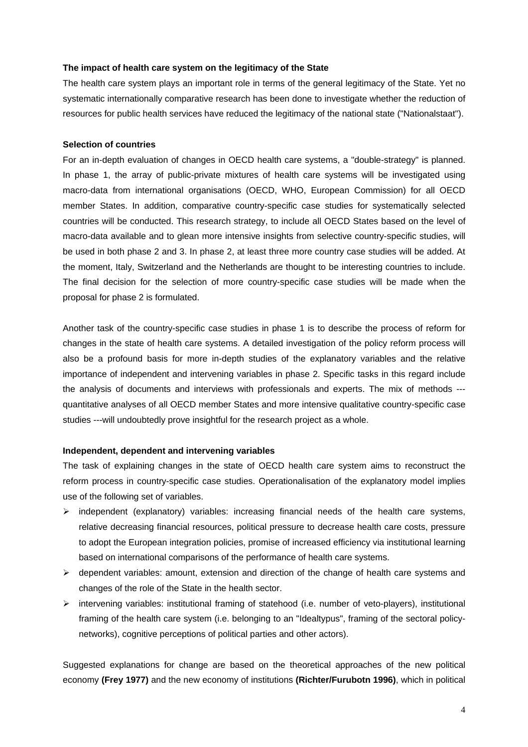**The impact of health care system on the legitimacy of the State**

The health care system plays an important role in terms of the general legitimacy of the State. Yet no systematic internationally comparative research has been done to investigate whether the reduction of resources for public health services have reduced the legitimacy of the national state ("Nationalstaat").

**Selection of countries**

For an in-depth evaluation of changes in OECD health care systems, a "double-strategy" is planned. In phase 1, the array of public-private mixtures of health care systems will be investigated using macro-data from international organisations (OECD, WHO, European Commission) for all OECD member States. In addition, comparative country-specific case studies for systematically selected countries will be conducted. This research strategy, to include all OECD States based on the level of macro-data available and to glean more intensive insights from selective country-specific studies, will be used in both phase 2 and 3. In phase 2, at least three more country case studies will be added. At the moment, Italy, Switzerland and the Netherlands are thought to be interesting countries to include. The final decision for the selection of more country-specific case studies will be made when the proposal for phase 2 is formulated.

Another task of the country-specific case studies in phase 1 is to describe the process of reform for changes in the state of health care systems. A detailed investigation of the policy reform process will also be a profound basis for more in-depth studies of the explanatory variables and the relative importance of independent and intervening variables in phase 2. Specific tasks in this regard include the analysis of documents and interviews with professionals and experts. The mix of methods --- quantitative analyses of all OECD member States and more intensive qualitative country-specific case studies ---will undoubtedly prove insightful for the research project as a whole.

**Independent, dependent and intervening variables**

The task of explaining changes in the state of OECD health care system aims to reconstruct the reform process in country-specific case studies. Operationalisation of the explanatory model implies use of the following set of variables.

- independent (explanatory) variables: increasing financial needs of the health care systems, relative decreasing financial resources, political pressure to decrease health care costs, pressure to adopt the European integration policies, promise of increased efficiency via institutional learning based on international comparisons of the performance of health care systems.
- dependent variables: amount, extension and direction of the change of health care systems and changes of the role of the State in the health sector.
- intervening variables: institutional framing of statehood (i.e. number of veto-players), institutional framing of the health care system (i.e. belonging to an "Idealtypus", framing of the sectoral policy-networks), cognitive perceptions of political parties and other actors).

Suggested explanations for change are based on the theoretical approaches of the new political economy **(Frey 1977)** and the new economy of institutions **(Richter/Furubotn 1996)**, which in political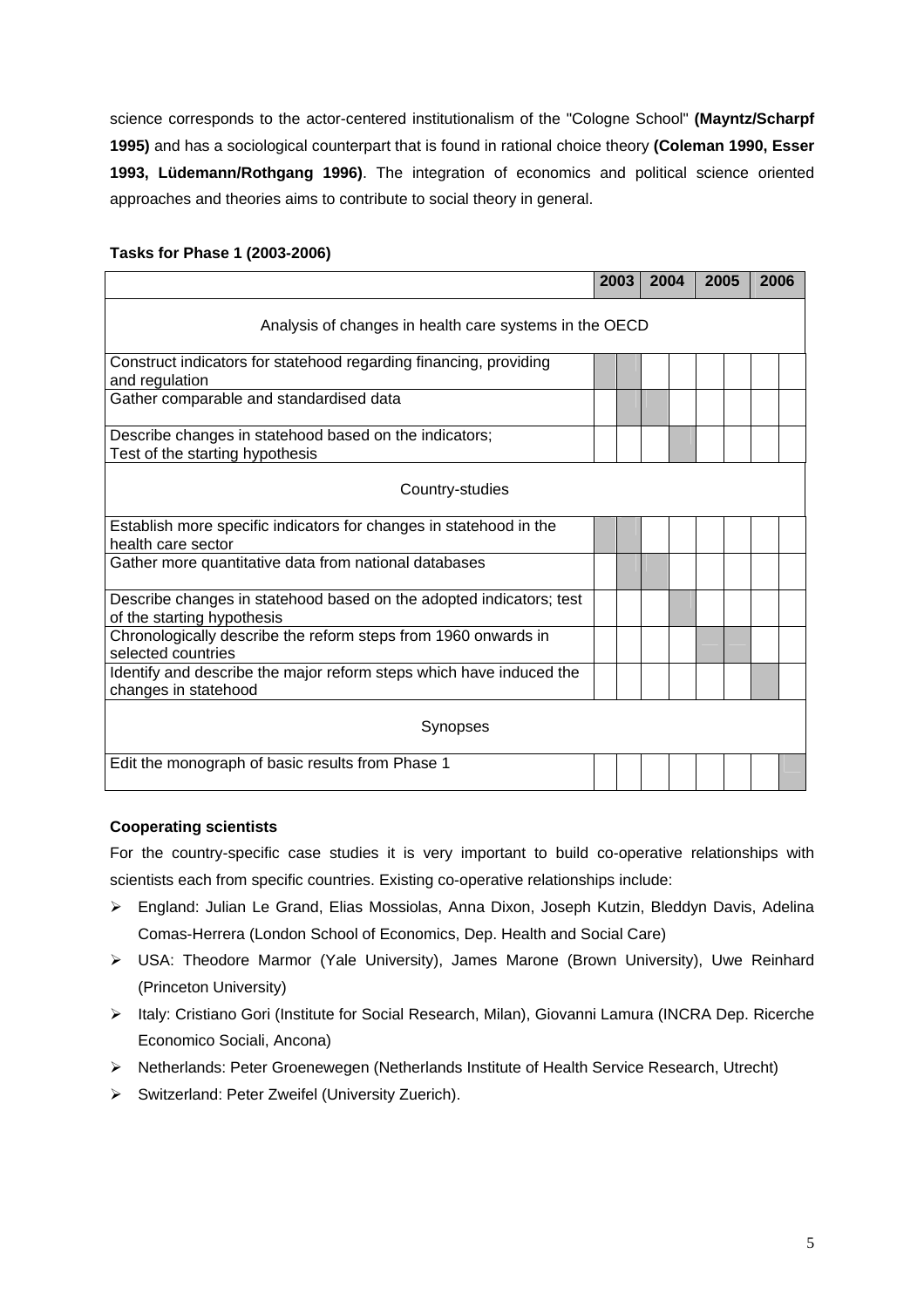science corresponds to the actor-centered institutionalism of the "Cologne School" **(Mayntz/Scharpf 1995)** and has a sociological counterpart that is found in rational choice theory **(Coleman 1990, Esser 1993, Lüdemann/Rothgang 1996)**. The integration of economics and political science oriented approaches and theories aims to contribute to social theory in general.

**Tasks for Phase 1 (2003-2006)**

| | 2003 | | 2004 | | 2005 | | 2006 | |
|---|---|---|---|---|---|---|---|---|
| Analysis of changes in health care systems in the OECD | | | | | | | | |
| Construct indicators for statehood regarding financing, providing and regulation | X | X | | | | | | |
| Gather comparable and standardised data | | X | X | | | | | |
| Describe changes in statehood based on the indicators; Test of the starting hypothesis | | | | X | | | | |
| Country-studies | | | | | | | | |
| Establish more specific indicators for changes in statehood in the health care sector | X | X | | | | | | |
| Gather more quantitative data from national databases | | X | X | | | | | |
| Describe changes in statehood based on the adopted indicators; test of the starting hypothesis | | | | X | | | | |
| Chronologically describe the reform steps from 1960 onwards in selected countries | | | | | X | X | | |
| Identify and describe the major reform steps which have induced the changes in statehood | | | | | | | X | |
| Synopses | | | | | | | | |
| Edit the monograph of basic results from Phase 1 | | | | | | | | X |

**Cooperating scientists**

For the country-specific case studies it is very important to build co-operative relationships with scientists each from specific countries. Existing co-operative relationships include:

- England: Julian Le Grand, Elias Mossiolas, Anna Dixon, Joseph Kutzin, Bleddyn Davis, Adelina Comas-Herrera (London School of Economics, Dep. Health and Social Care)
- USA: Theodore Marmor (Yale University), James Marone (Brown University), Uwe Reinhard (Princeton University)
- Italy: Cristiano Gori (Institute for Social Research, Milan), Giovanni Lamura (INCRA Dep. Ricerche Economico Sociali, Ancona)
- Netherlands: Peter Groenewegen (Netherlands Institute of Health Service Research, Utrecht)
- Switzerland: Peter Zweifel (University Zuerich).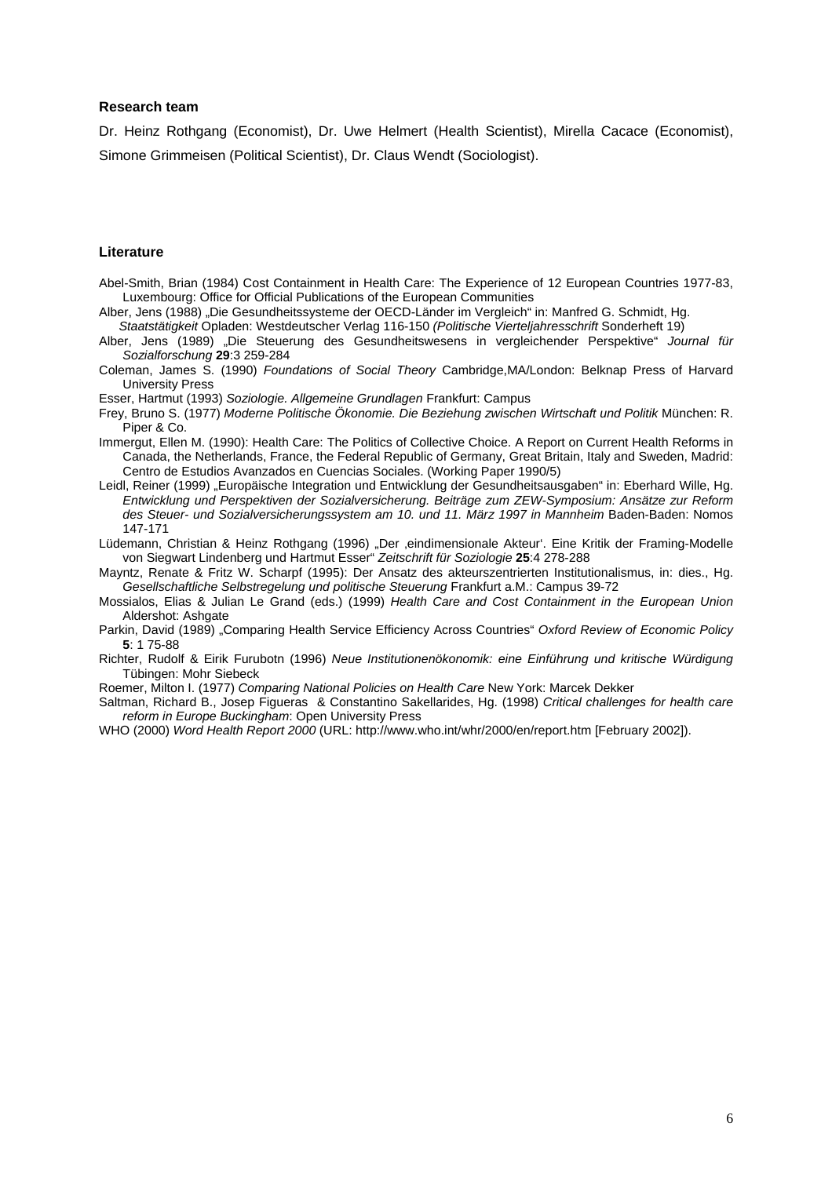**Research team**

Dr. Heinz Rothgang (Economist), Dr. Uwe Helmert (Health Scientist), Mirella Cacace (Economist), Simone Grimmeisen (Political Scientist), Dr. Claus Wendt (Sociologist).

**Literature**

Abel-Smith, Brian (1984) Cost Containment in Health Care: The Experience of 12 European Countries 1977-83, Luxembourg: Office for Official Publications of the European Communities

Alber, Jens (1988) „Die Gesundheitssysteme der OECD-Länder im Vergleich" in: Manfred G. Schmidt, Hg. *Staatstätigkeit* Opladen: Westdeutscher Verlag 116-150 *(Politische Vierteljahresschrift* Sonderheft 19)

Alber, Jens (1989) „Die Steuerung des Gesundheitswesens in vergleichender Perspektive" *Journal für Sozialforschung* **29**:3 259-284

Coleman, James S. (1990) *Foundations of Social Theory* Cambridge,MA/London: Belknap Press of Harvard University Press

Esser, Hartmut (1993) *Soziologie. Allgemeine Grundlagen* Frankfurt: Campus

Frey, Bruno S. (1977) *Moderne Politische Ökonomie. Die Beziehung zwischen Wirtschaft und Politik* München: R. Piper & Co.

Immergut, Ellen M. (1990): Health Care: The Politics of Collective Choice. A Report on Current Health Reforms in Canada, the Netherlands, France, the Federal Republic of Germany, Great Britain, Italy and Sweden, Madrid: Centro de Estudios Avanzados en Cuencias Sociales. (Working Paper 1990/5)

Leidl, Reiner (1999) „Europäische Integration und Entwicklung der Gesundheitsausgaben" in: Eberhard Wille, Hg. *Entwicklung und Perspektiven der Sozialversicherung. Beiträge zum ZEW-Symposium: Ansätze zur Reform des Steuer- und Sozialversicherungssystem am 10. und 11. März 1997 in Mannheim* Baden-Baden: Nomos 147-171

Lüdemann, Christian & Heinz Rothgang (1996) „Der ‚eindimensionale Akteur'. Eine Kritik der Framing-Modelle von Siegwart Lindenberg und Hartmut Esser" *Zeitschrift für Soziologie* **25**:4 278-288

Mayntz, Renate & Fritz W. Scharpf (1995): Der Ansatz des akteurszentrierten Institutionalismus, in: dies., Hg. *Gesellschaftliche Selbstregelung und politische Steuerung* Frankfurt a.M.: Campus 39-72

Mossialos, Elias & Julian Le Grand (eds.) (1999) *Health Care and Cost Containment in the European Union* Aldershot: Ashgate

Parkin, David (1989) „Comparing Health Service Efficiency Across Countries" *Oxford Review of Economic Policy* **5**: 1 75-88

Richter, Rudolf & Eirik Furubotn (1996) *Neue Institutionenökonomik: eine Einführung und kritische Würdigung* Tübingen: Mohr Siebeck

Roemer, Milton I. (1977) *Comparing National Policies on Health Care* New York: Marcek Dekker

Saltman, Richard B., Josep Figueras & Constantino Sakellarides, Hg. (1998) *Critical challenges for health care reform in Europe Buckingham*: Open University Press

WHO (2000) *Word Health Report 2000* (URL: http://www.who.int/whr/2000/en/report.htm [February 2002]).